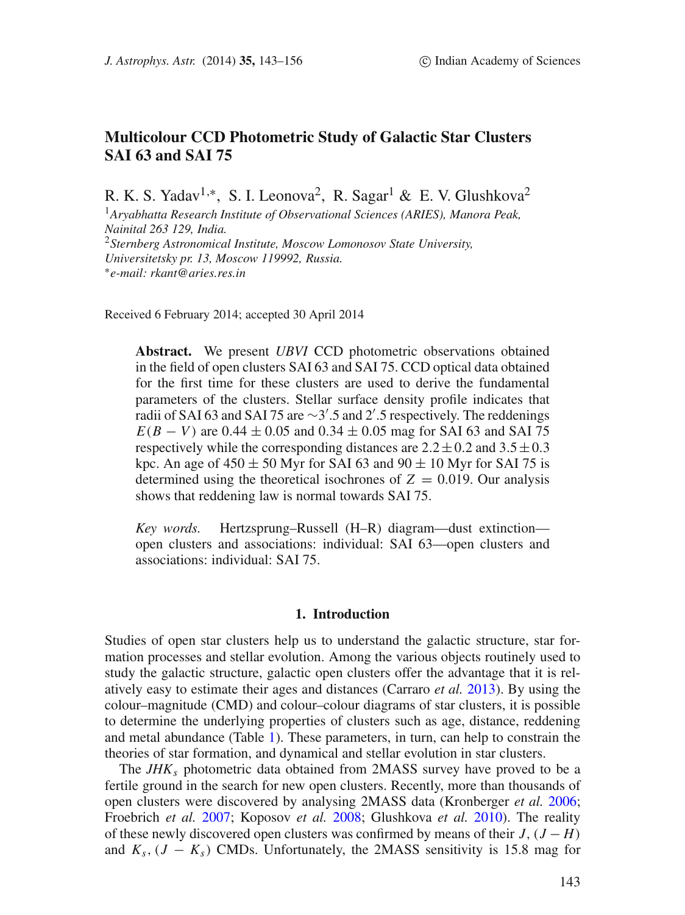# Multicolour CCD Photometric Study of Galactic Star Clusters SAI 63 and SAI 75

R. K. S. Yadav[1,*], S. I. Leonova[2], R. Sagar[1] & E. V. Glushkova[2]

[1]*Aryabhatta Research Institute of Observational Sciences (ARIES), Manora Peak, Nainital 263 129, India.*
[2]*Sternberg Astronomical Institute, Moscow Lomonosov State University, Universitetsky pr. 13, Moscow 119992, Russia.*
[*]*e-mail: rkant@aries.res.in*

Received 6 February 2014; accepted 30 April 2014

**Abstract.** We present *UBVI* CCD photometric observations obtained in the field of open clusters SAI 63 and SAI 75. CCD optical data obtained for the first time for these clusters are used to derive the fundamental parameters of the clusters. Stellar surface density profile indicates that radii of SAI 63 and SAI 75 are $\sim 3'.5$ and $2'.5$ respectively. The reddenings $E(B-V)$ are $0.44 \pm 0.05$ and $0.34 \pm 0.05$ mag for SAI 63 and SAI 75 respectively while the corresponding distances are $2.2 \pm 0.2$ and $3.5 \pm 0.3$ kpc. An age of $450 \pm 50$ Myr for SAI 63 and $90 \pm 10$ Myr for SAI 75 is determined using the theoretical isochrones of $Z = 0.019$. Our analysis shows that reddening law is normal towards SAI 75.

*Key words.* Hertzsprung–Russell (H–R) diagram—dust extinction—open clusters and associations: individual: SAI 63—open clusters and associations: individual: SAI 75.

## 1. Introduction

Studies of open star clusters help us to understand the galactic structure, star formation processes and stellar evolution. Among the various objects routinely used to study the galactic structure, galactic open clusters offer the advantage that it is relatively easy to estimate their ages and distances (Carraro *et al.* 2013). By using the colour–magnitude (CMD) and colour–colour diagrams of star clusters, it is possible to determine the underlying properties of clusters such as age, distance, reddening and metal abundance (Table 1). These parameters, in turn, can help to constrain the theories of star formation, and dynamical and stellar evolution in star clusters.

The $JHK_s$ photometric data obtained from 2MASS survey have proved to be a fertile ground in the search for new open clusters. Recently, more than thousands of open clusters were discovered by analysing 2MASS data (Kronberger *et al.* 2006; Froebrich *et al.* 2007; Koposov *et al.* 2008; Glushkova *et al.* 2010). The reality of these newly discovered open clusters was confirmed by means of their $J$, $(J-H)$ and $K_s$, $(J-K_s)$ CMDs. Unfortunately, the 2MASS sensitivity is 15.8 mag for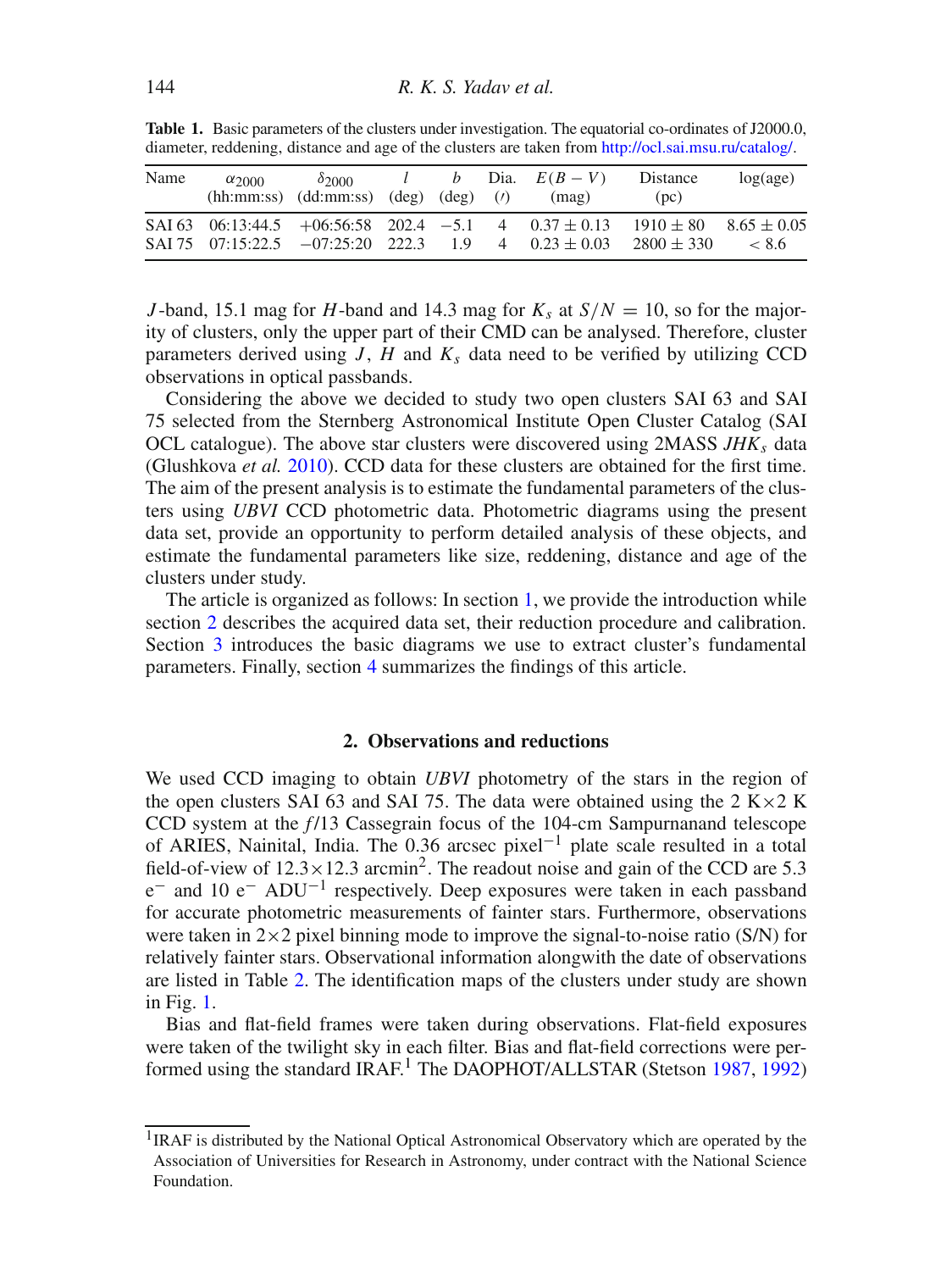**Table 1.** Basic parameters of the clusters under investigation. The equatorial co-ordinates of J2000.0, diameter, reddening, distance and age of the clusters are taken from http://ocl.sai.msu.ru/catalog/.

| Name | $\alpha_{2000}$ (hh:mm:ss) | $\delta_{2000}$ (dd:mm:ss) | $l$ (deg) | $b$ (deg) | Dia. ($'$) | $E(B-V)$ (mag) | Distance (pc) | log(age) |
|---|---|---|---|---|---|---|---|---|
| SAI 63 | 06:13:44.5 | +06:56:58 | 202.4 | −5.1 | 4 | $0.37 \pm 0.13$ | $1910 \pm 80$ | $8.65 \pm 0.05$ |
| SAI 75 | 07:15:22.5 | −07:25:20 | 222.3 | 1.9 | 4 | $0.23 \pm 0.03$ | $2800 \pm 330$ | $< 8.6$ |

$J$-band, 15.1 mag for $H$-band and 14.3 mag for $K_s$ at $S/N = 10$, so for the majority of clusters, only the upper part of their CMD can be analysed. Therefore, cluster parameters derived using $J$, $H$ and $K_s$ data need to be verified by utilizing CCD observations in optical passbands.

Considering the above we decided to study two open clusters SAI 63 and SAI 75 selected from the Sternberg Astronomical Institute Open Cluster Catalog (SAI OCL catalogue). The above star clusters were discovered using 2MASS $JHK_s$ data (Glushkova *et al.* 2010). CCD data for these clusters are obtained for the first time. The aim of the present analysis is to estimate the fundamental parameters of the clusters using *UBVI* CCD photometric data. Photometric diagrams using the present data set, provide an opportunity to perform detailed analysis of these objects, and estimate the fundamental parameters like size, reddening, distance and age of the clusters under study.

The article is organized as follows: In section 1, we provide the introduction while section 2 describes the acquired data set, their reduction procedure and calibration. Section 3 introduces the basic diagrams we use to extract cluster's fundamental parameters. Finally, section 4 summarizes the findings of this article.

## 2. Observations and reductions

We used CCD imaging to obtain *UBVI* photometry of the stars in the region of the open clusters SAI 63 and SAI 75. The data were obtained using the 2 K$\times$2 K CCD system at the $f$/13 Cassegrain focus of the 104-cm Sampurnanand telescope of ARIES, Nainital, India. The 0.36 arcsec pixel$^{-1}$ plate scale resulted in a total field-of-view of 12.3$\times$12.3 arcmin$^2$. The readout noise and gain of the CCD are 5.3 $e^-$ and 10 $e^-$ ADU$^{-1}$ respectively. Deep exposures were taken in each passband for accurate photometric measurements of fainter stars. Furthermore, observations were taken in 2$\times$2 pixel binning mode to improve the signal-to-noise ratio (S/N) for relatively fainter stars. Observational information alongwith the date of observations are listed in Table 2. The identification maps of the clusters under study are shown in Fig. 1.

Bias and flat-field frames were taken during observations. Flat-field exposures were taken of the twilight sky in each filter. Bias and flat-field corrections were performed using the standard IRAF.[1] The DAOPHOT/ALLSTAR (Stetson 1987, 1992)

[1]IRAF is distributed by the National Optical Astronomical Observatory which are operated by the Association of Universities for Research in Astronomy, under contract with the National Science Foundation.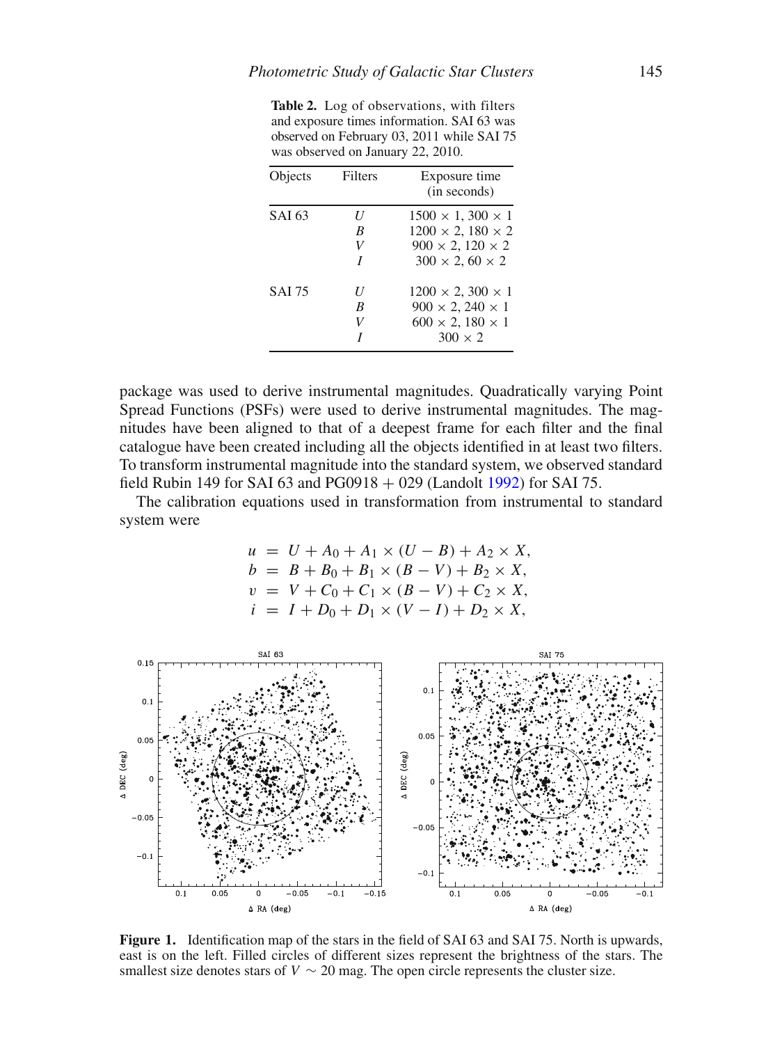**Table 2.** Log of observations, with filters and exposure times information. SAI 63 was observed on February 03, 2011 while SAI 75 was observed on January 22, 2010.

| Objects | Filters | Exposure time (in seconds) |
|---|---|---|
| SAI 63 | $U$ | $1500 \times 1$, $300 \times 1$ |
| | $B$ | $1200 \times 2$, $180 \times 2$ |
| | $V$ | $900 \times 2$, $120 \times 2$ |
| | $I$ | $300 \times 2$, $60 \times 2$ |
| SAI 75 | $U$ | $1200 \times 2$, $300 \times 1$ |
| | $B$ | $900 \times 2$, $240 \times 1$ |
| | $V$ | $600 \times 2$, $180 \times 1$ |
| | $I$ | $300 \times 2$ |

package was used to derive instrumental magnitudes. Quadratically varying Point Spread Functions (PSFs) were used to derive instrumental magnitudes. The magnitudes have been aligned to that of a deepest frame for each filter and the final catalogue have been created including all the objects identified in at least two filters. To transform instrumental magnitude into the standard system, we observed standard field Rubin 149 for SAI 63 and PG0918 + 029 (Landolt 1992) for SAI 75.

The calibration equations used in transformation from instrumental to standard system were

$$
\begin{aligned}
u &= U + A_0 + A_1 \times (U - B) + A_2 \times X, \\
b &= B + B_0 + B_1 \times (B - V) + B_2 \times X, \\
v &= V + C_0 + C_1 \times (B - V) + C_2 \times X, \\
i &= I + D_0 + D_1 \times (V - I) + D_2 \times X,
\end{aligned}
$$

**Figure 1.** Identification map of the stars in the field of SAI 63 and SAI 75. North is upwards, east is on the left. Filled circles of different sizes represent the brightness of the stars. The smallest size denotes stars of $V \sim 20$ mag. The open circle represents the cluster size.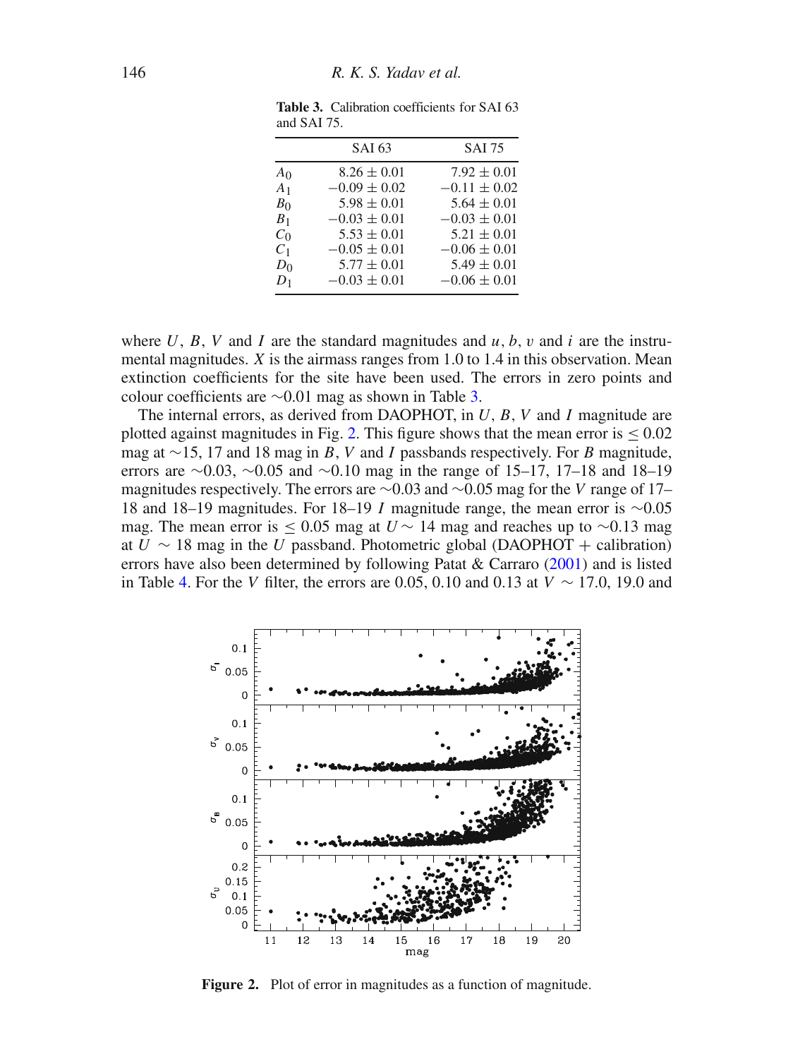**Table 3.** Calibration coefficients for SAI 63 and SAI 75.

| | SAI 63 | SAI 75 |
|---|---|---|
| $A_0$ | $8.26 \pm 0.01$ | $7.92 \pm 0.01$ |
| $A_1$ | $-0.09 \pm 0.02$ | $-0.11 \pm 0.02$ |
| $B_0$ | $5.98 \pm 0.01$ | $5.64 \pm 0.01$ |
| $B_1$ | $-0.03 \pm 0.01$ | $-0.03 \pm 0.01$ |
| $C_0$ | $5.53 \pm 0.01$ | $5.21 \pm 0.01$ |
| $C_1$ | $-0.05 \pm 0.01$ | $-0.06 \pm 0.01$ |
| $D_0$ | $5.77 \pm 0.01$ | $5.49 \pm 0.01$ |
| $D_1$ | $-0.03 \pm 0.01$ | $-0.06 \pm 0.01$ |

where $U$, $B$, $V$ and $I$ are the standard magnitudes and $u$, $b$, $v$ and $i$ are the instrumental magnitudes. $X$ is the airmass ranges from 1.0 to 1.4 in this observation. Mean extinction coefficients for the site have been used. The errors in zero points and colour coefficients are $\sim$0.01 mag as shown in Table 3.

The internal errors, as derived from DAOPHOT, in $U$, $B$, $V$ and $I$ magnitude are plotted against magnitudes in Fig. 2. This figure shows that the mean error is $\leq 0.02$ mag at $\sim$15, 17 and 18 mag in $B$, $V$ and $I$ passbands respectively. For $B$ magnitude, errors are $\sim$0.03, $\sim$0.05 and $\sim$0.10 mag in the range of 15–17, 17–18 and 18–19 magnitudes respectively. The errors are $\sim$0.03 and $\sim$0.05 mag for the $V$ range of 17–18 and 18–19 magnitudes. For 18–19 $I$ magnitude range, the mean error is $\sim$0.05 mag. The mean error is $\leq$ 0.05 mag at $U \sim$ 14 mag and reaches up to $\sim$0.13 mag at $U \sim$ 18 mag in the $U$ passband. Photometric global (DAOPHOT + calibration) errors have also been determined by following Patat & Carraro (2001) and is listed in Table 4. For the $V$ filter, the errors are 0.05, 0.10 and 0.13 at $V \sim$ 17.0, 19.0 and

**Figure 2.** Plot of error in magnitudes as a function of magnitude.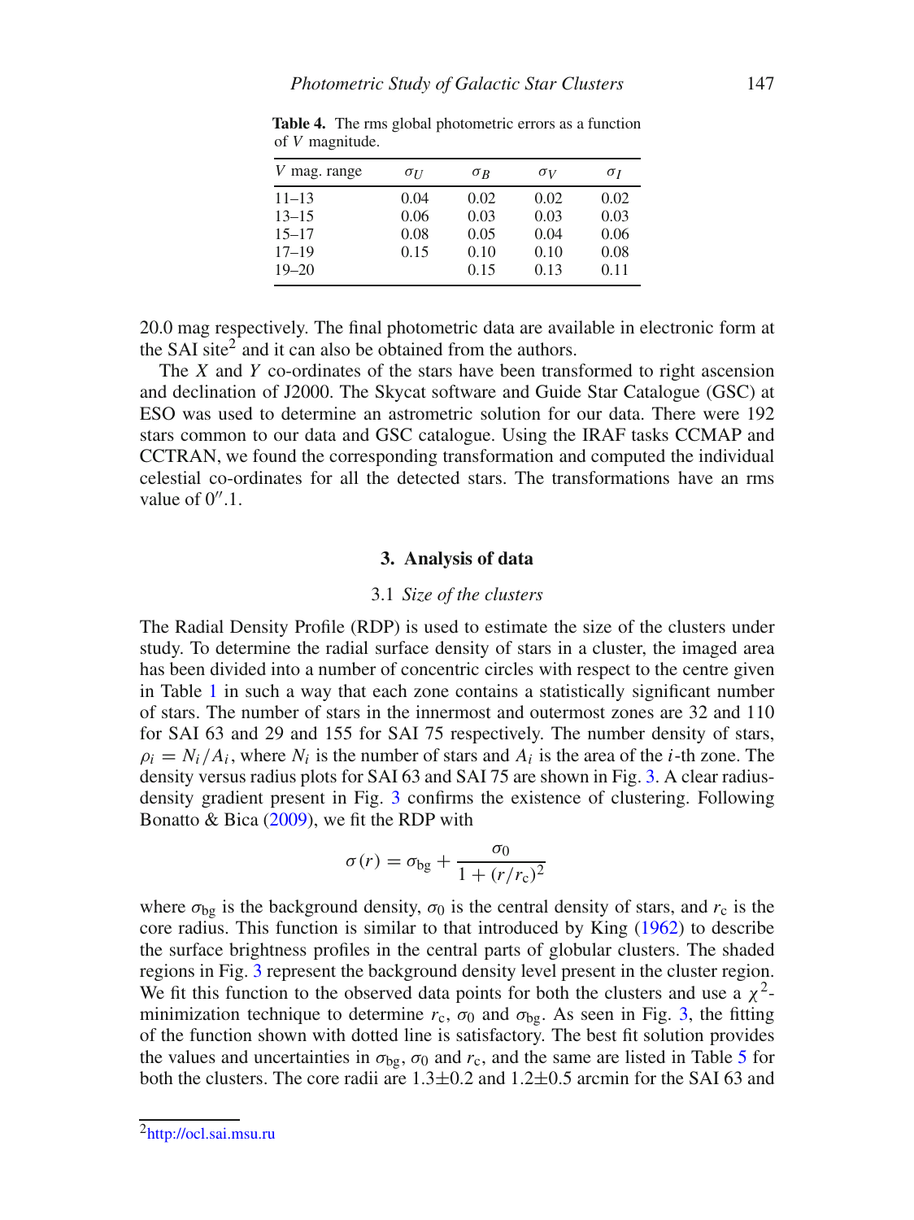**Table 4.** The rms global photometric errors as a function of $V$ magnitude.

| $V$ mag. range | $\sigma_U$ | $\sigma_B$ | $\sigma_V$ | $\sigma_I$ |
|---|---|---|---|---|
| 11–13 | 0.04 | 0.02 | 0.02 | 0.02 |
| 13–15 | 0.06 | 0.03 | 0.03 | 0.03 |
| 15–17 | 0.08 | 0.05 | 0.04 | 0.06 |
| 17–19 | 0.15 | 0.10 | 0.10 | 0.08 |
| 19–20 | | 0.15 | 0.13 | 0.11 |

20.0 mag respectively. The final photometric data are available in electronic form at the SAI site[2] and it can also be obtained from the authors.

The $X$ and $Y$ co-ordinates of the stars have been transformed to right ascension and declination of J2000. The Skycat software and Guide Star Catalogue (GSC) at ESO was used to determine an astrometric solution for our data. There were 192 stars common to our data and GSC catalogue. Using the IRAF tasks CCMAP and CCTRAN, we found the corresponding transformation and computed the individual celestial co-ordinates for all the detected stars. The transformations have an rms value of $0''.1$.

## 3. Analysis of data

### 3.1 *Size of the clusters*

The Radial Density Profile (RDP) is used to estimate the size of the clusters under study. To determine the radial surface density of stars in a cluster, the imaged area has been divided into a number of concentric circles with respect to the centre given in Table 1 in such a way that each zone contains a statistically significant number of stars. The number of stars in the innermost and outermost zones are 32 and 110 for SAI 63 and 29 and 155 for SAI 75 respectively. The number density of stars, $\rho_i = N_i/A_i$, where $N_i$ is the number of stars and $A_i$ is the area of the $i$-th zone. The density versus radius plots for SAI 63 and SAI 75 are shown in Fig. 3. A clear radius-density gradient present in Fig. 3 confirms the existence of clustering. Following Bonatto & Bica (2009), we fit the RDP with

$$\sigma(r) = \sigma_{\rm bg} + \frac{\sigma_0}{1 + (r/r_{\rm c})^2}$$

where $\sigma_{\rm bg}$ is the background density, $\sigma_0$ is the central density of stars, and $r_{\rm c}$ is the core radius. This function is similar to that introduced by King (1962) to describe the surface brightness profiles in the central parts of globular clusters. The shaded regions in Fig. 3 represent the background density level present in the cluster region. We fit this function to the observed data points for both the clusters and use a $\chi^2$-minimization technique to determine $r_{\rm c}$, $\sigma_0$ and $\sigma_{\rm bg}$. As seen in Fig. 3, the fitting of the function shown with dotted line is satisfactory. The best fit solution provides the values and uncertainties in $\sigma_{\rm bg}$, $\sigma_0$ and $r_{\rm c}$, and the same are listed in Table 5 for both the clusters. The core radii are $1.3\pm0.2$ and $1.2\pm0.5$ arcmin for the SAI 63 and

[2] http://ocl.sai.msu.ru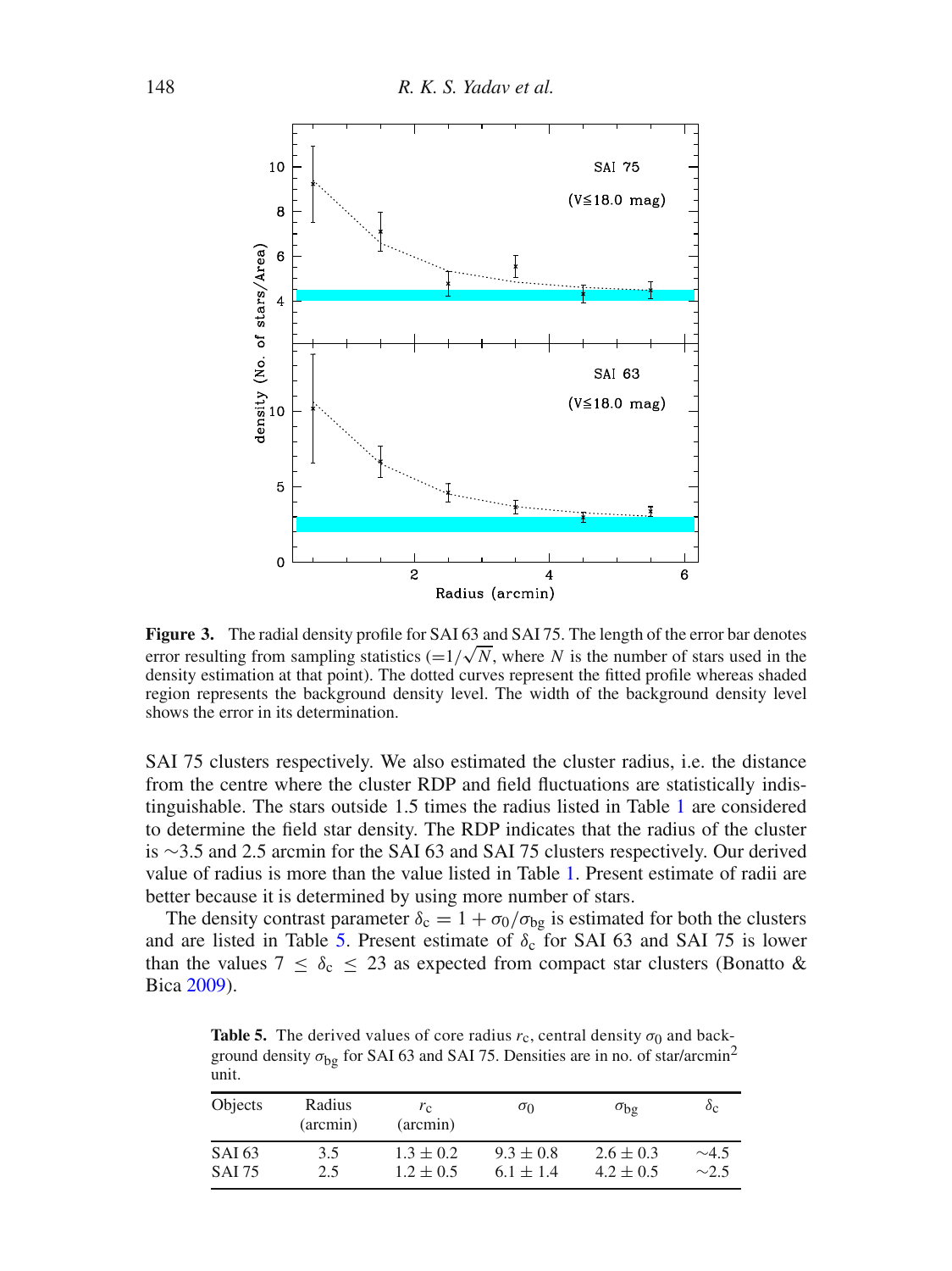**Figure 3.** The radial density profile for SAI 63 and SAI 75. The length of the error bar denotes error resulting from sampling statistics ($=1/\sqrt{N}$, where $N$ is the number of stars used in the density estimation at that point). The dotted curves represent the fitted profile whereas shaded region represents the background density level. The width of the background density level shows the error in its determination.

SAI 75 clusters respectively. We also estimated the cluster radius, i.e. the distance from the centre where the cluster RDP and field fluctuations are statistically indistinguishable. The stars outside 1.5 times the radius listed in Table 1 are considered to determine the field star density. The RDP indicates that the radius of the cluster is ∼3.5 and 2.5 arcmin for the SAI 63 and SAI 75 clusters respectively. Our derived value of radius is more than the value listed in Table 1. Present estimate of radii are better because it is determined by using more number of stars.

The density contrast parameter $\delta_c = 1 + \sigma_0/\sigma_{bg}$ is estimated for both the clusters and are listed in Table 5. Present estimate of $\delta_c$ for SAI 63 and SAI 75 is lower than the values $7 \leq \delta_c \leq 23$ as expected from compact star clusters (Bonatto & Bica 2009).

**Table 5.** The derived values of core radius $r_c$, central density $\sigma_0$ and background density $\sigma_{bg}$ for SAI 63 and SAI 75. Densities are in no. of star/arcmin$^2$ unit.

| Objects | Radius (arcmin) | $r_c$ (arcmin) | $\sigma_0$ | $\sigma_{bg}$ | $\delta_c$ |
|---|---|---|---|---|---|
| SAI 63 | 3.5 | $1.3 \pm 0.2$ | $9.3 \pm 0.8$ | $2.6 \pm 0.3$ | ∼4.5 |
| SAI 75 | 2.5 | $1.2 \pm 0.5$ | $6.1 \pm 1.4$ | $4.2 \pm 0.5$ | ∼2.5 |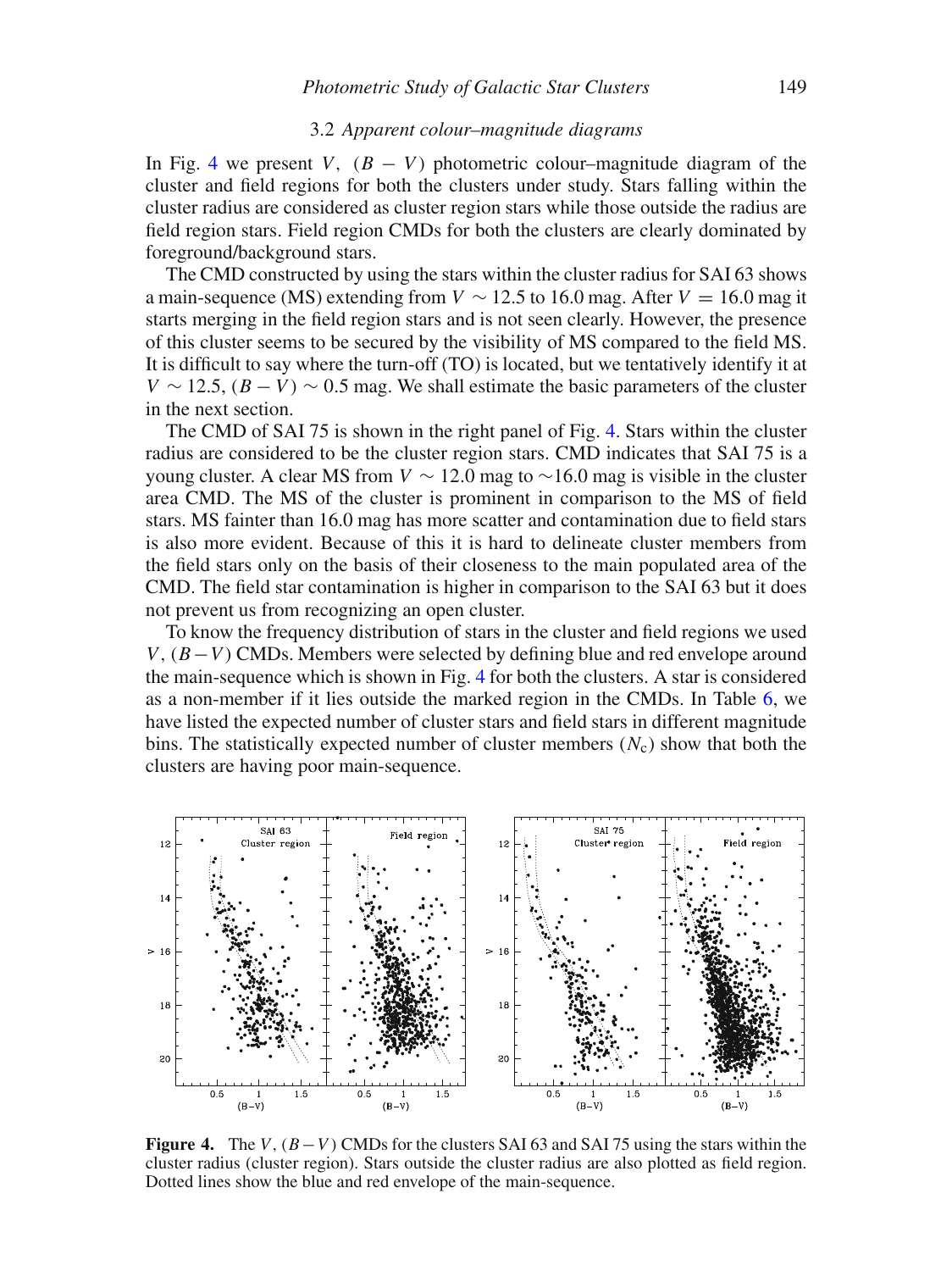### 3.2 *Apparent colour–magnitude diagrams*

In Fig. 4 we present $V$, $(B - V)$ photometric colour–magnitude diagram of the cluster and field regions for both the clusters under study. Stars falling within the cluster radius are considered as cluster region stars while those outside the radius are field region stars. Field region CMDs for both the clusters are clearly dominated by foreground/background stars.

The CMD constructed by using the stars within the cluster radius for SAI 63 shows a main-sequence (MS) extending from $V \sim 12.5$ to 16.0 mag. After $V = 16.0$ mag it starts merging in the field region stars and is not seen clearly. However, the presence of this cluster seems to be secured by the visibility of MS compared to the field MS. It is difficult to say where the turn-off (TO) is located, but we tentatively identify it at $V \sim 12.5$, $(B - V) \sim 0.5$ mag. We shall estimate the basic parameters of the cluster in the next section.

The CMD of SAI 75 is shown in the right panel of Fig. 4. Stars within the cluster radius are considered to be the cluster region stars. CMD indicates that SAI 75 is a young cluster. A clear MS from $V \sim 12.0$ mag to $\sim$16.0 mag is visible in the cluster area CMD. The MS of the cluster is prominent in comparison to the MS of field stars. MS fainter than 16.0 mag has more scatter and contamination due to field stars is also more evident. Because of this it is hard to delineate cluster members from the field stars only on the basis of their closeness to the main populated area of the CMD. The field star contamination is higher in comparison to the SAI 63 but it does not prevent us from recognizing an open cluster.

To know the frequency distribution of stars in the cluster and field regions we used $V$, $(B-V)$ CMDs. Members were selected by defining blue and red envelope around the main-sequence which is shown in Fig. 4 for both the clusters. A star is considered as a non-member if it lies outside the marked region in the CMDs. In Table 6, we have listed the expected number of cluster stars and field stars in different magnitude bins. The statistically expected number of cluster members ($N_c$) show that both the clusters are having poor main-sequence.

**Figure 4.** The $V$, $(B-V)$ CMDs for the clusters SAI 63 and SAI 75 using the stars within the cluster radius (cluster region). Stars outside the cluster radius are also plotted as field region. Dotted lines show the blue and red envelope of the main-sequence.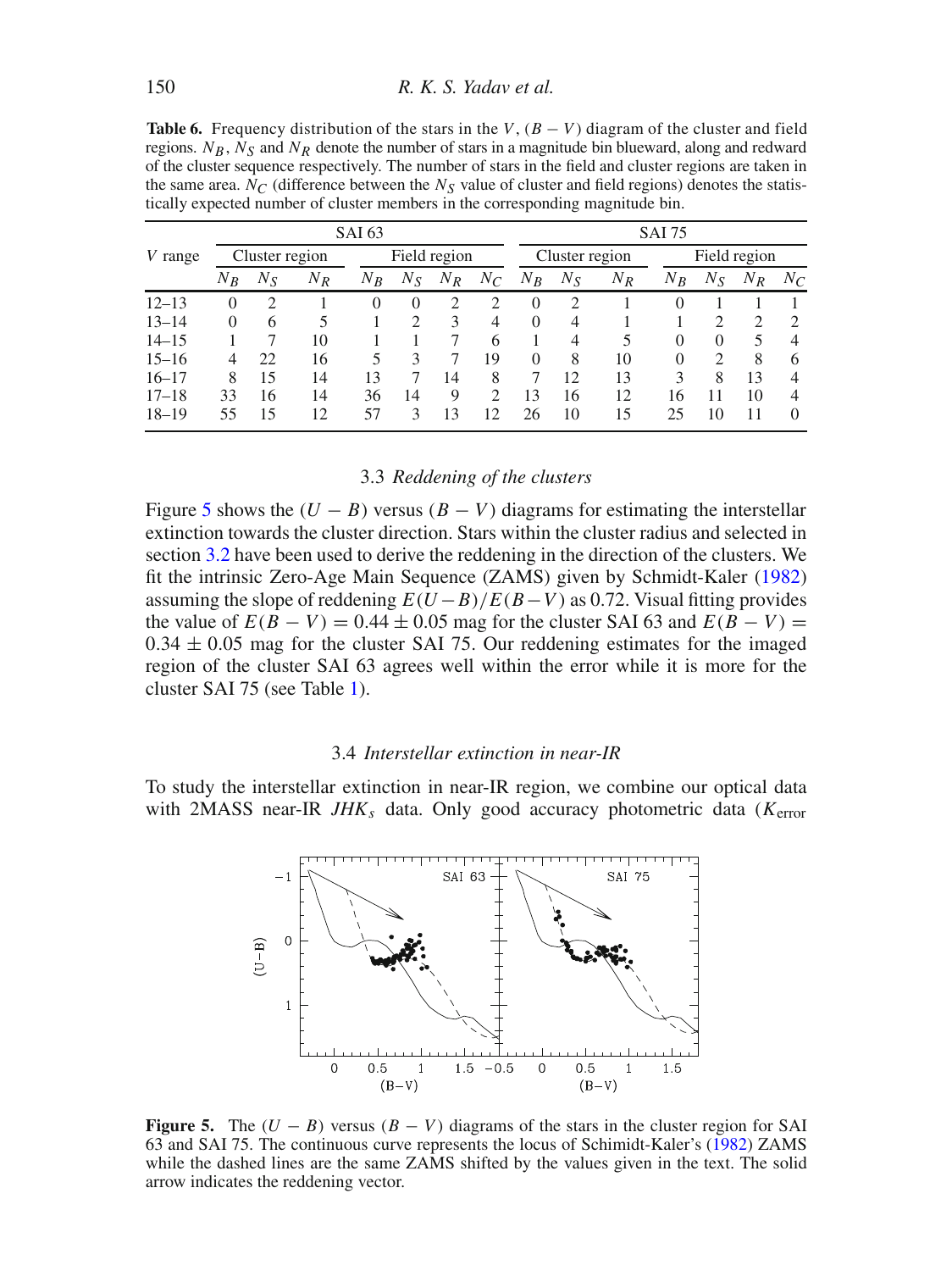**Table 6.** Frequency distribution of the stars in the $V$, $(B-V)$ diagram of the cluster and field regions. $N_B$, $N_S$ and $N_R$ denote the number of stars in a magnitude bin blueward, along and redward of the cluster sequence respectively. The number of stars in the field and cluster regions are taken in the same area. $N_C$ (difference between the $N_S$ value of cluster and field regions) denotes the statistically expected number of cluster members in the corresponding magnitude bin.

| | SAI 63 | | | | | | | SAI 75 | | | | | | |
|---|---|---|---|---|---|---|---|---|---|---|---|---|---|---|
| $V$ range | Cluster region | | | Field region | | | | Cluster region | | | Field region | | | |
| | $N_B$ | $N_S$ | $N_R$ | $N_B$ | $N_S$ | $N_R$ | $N_C$ | $N_B$ | $N_S$ | $N_R$ | $N_B$ | $N_S$ | $N_R$ | $N_C$ |
| 12–13 | 0 | 2 | 1 | 0 | 0 | 2 | 2 | 0 | 2 | 1 | 0 | 1 | 1 | 1 |
| 13–14 | 0 | 6 | 5 | 1 | 2 | 3 | 4 | 0 | 4 | 1 | 1 | 2 | 2 | 2 |
| 14–15 | 1 | 7 | 10 | 1 | 1 | 7 | 6 | 1 | 4 | 5 | 0 | 0 | 5 | 4 |
| 15–16 | 4 | 22 | 16 | 5 | 3 | 7 | 19 | 0 | 8 | 10 | 0 | 2 | 8 | 6 |
| 16–17 | 8 | 15 | 14 | 13 | 7 | 14 | 8 | 7 | 12 | 13 | 3 | 8 | 13 | 4 |
| 17–18 | 33 | 16 | 14 | 36 | 14 | 9 | 2 | 13 | 16 | 12 | 16 | 11 | 10 | 4 |
| 18–19 | 55 | 15 | 12 | 57 | 3 | 13 | 12 | 26 | 10 | 15 | 25 | 10 | 11 | 0 |

### 3.3 *Reddening of the clusters*

Figure 5 shows the $(U-B)$ versus $(B-V)$ diagrams for estimating the interstellar extinction towards the cluster direction. Stars within the cluster radius and selected in section 3.2 have been used to derive the reddening in the direction of the clusters. We fit the intrinsic Zero-Age Main Sequence (ZAMS) given by Schmidt-Kaler (1982) assuming the slope of reddening $E(U-B)/E(B-V)$ as 0.72. Visual fitting provides the value of $E(B-V) = 0.44 \pm 0.05$ mag for the cluster SAI 63 and $E(B-V) = 0.34 \pm 0.05$ mag for the cluster SAI 75. Our reddening estimates for the imaged region of the cluster SAI 63 agrees well within the error while it is more for the cluster SAI 75 (see Table 1).

### 3.4 *Interstellar extinction in near-IR*

To study the interstellar extinction in near-IR region, we combine our optical data with 2MASS near-IR $JHK_s$ data. Only good accuracy photometric data ($K_{\text{error}}$

**Figure 5.** The $(U-B)$ versus $(B-V)$ diagrams of the stars in the cluster region for SAI 63 and SAI 75. The continuous curve represents the locus of Schimidt-Kaler's (1982) ZAMS while the dashed lines are the same ZAMS shifted by the values given in the text. The solid arrow indicates the reddening vector.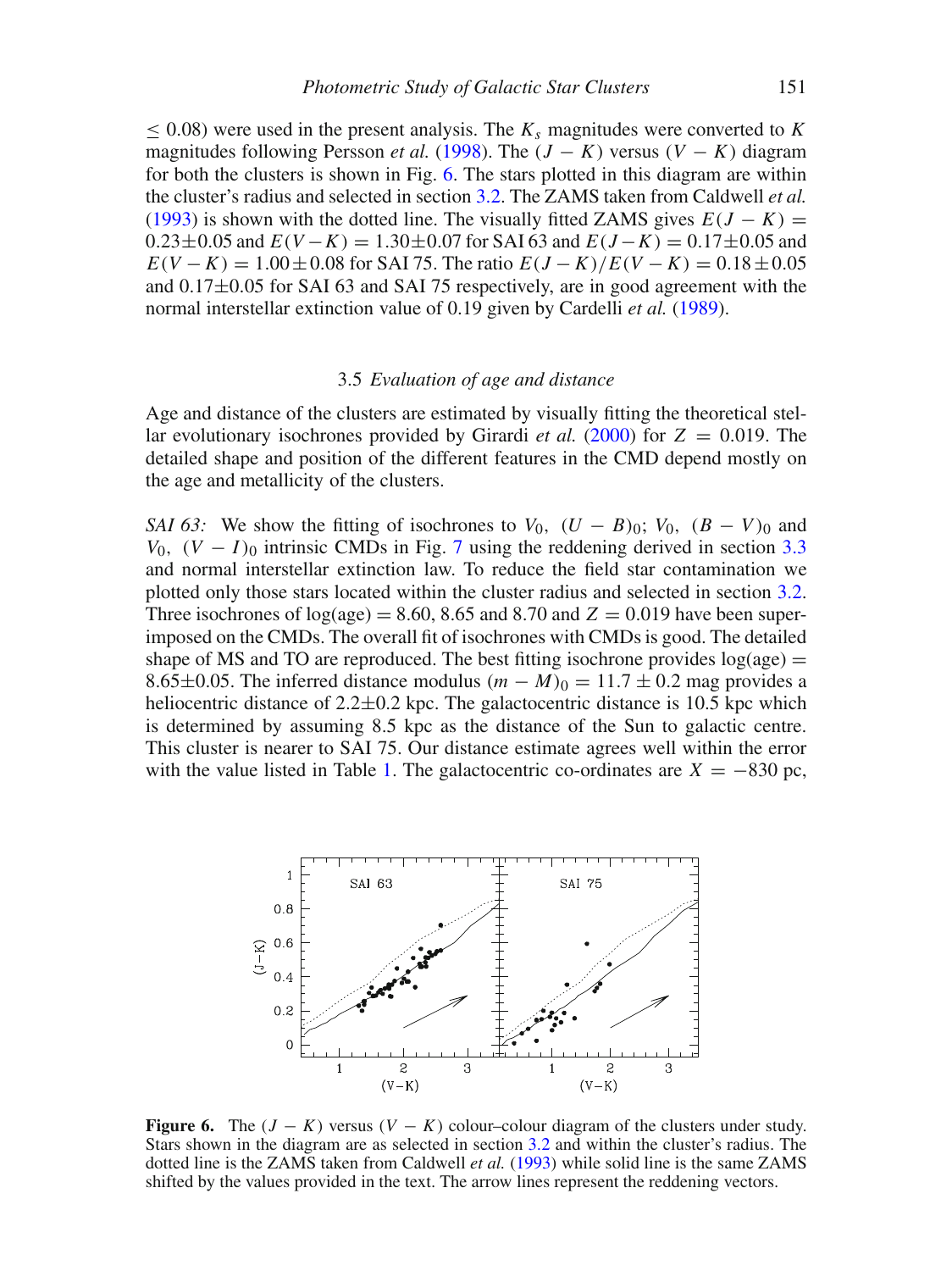$\leq 0.08$) were used in the present analysis. The $K_s$ magnitudes were converted to $K$ magnitudes following Persson *et al.* (1998). The $(J-K)$ versus $(V-K)$ diagram for both the clusters is shown in Fig. 6. The stars plotted in this diagram are within the cluster's radius and selected in section 3.2. The ZAMS taken from Caldwell *et al.* (1993) is shown with the dotted line. The visually fitted ZAMS gives $E(J-K) = 0.23\pm0.05$ and $E(V-K) = 1.30\pm0.07$ for SAI 63 and $E(J-K) = 0.17\pm0.05$ and $E(V-K) = 1.00\pm0.08$ for SAI 75. The ratio $E(J-K)/E(V-K) = 0.18\pm0.05$ and $0.17\pm0.05$ for SAI 63 and SAI 75 respectively, are in good agreement with the normal interstellar extinction value of 0.19 given by Cardelli *et al.* (1989).

### 3.5 *Evaluation of age and distance*

Age and distance of the clusters are estimated by visually fitting the theoretical stellar evolutionary isochrones provided by Girardi *et al.* (2000) for $Z = 0.019$. The detailed shape and position of the different features in the CMD depend mostly on the age and metallicity of the clusters.

*SAI 63:* We show the fitting of isochrones to $V_0$, $(U-B)_0$; $V_0$, $(B-V)_0$ and $V_0$, $(V-I)_0$ intrinsic CMDs in Fig. 7 using the reddening derived in section 3.3 and normal interstellar extinction law. To reduce the field star contamination we plotted only those stars located within the cluster radius and selected in section 3.2. Three isochrones of log(age) = 8.60, 8.65 and 8.70 and $Z = 0.019$ have been superimposed on the CMDs. The overall fit of isochrones with CMDs is good. The detailed shape of MS and TO are reproduced. The best fitting isochrone provides log(age) = $8.65\pm0.05$. The inferred distance modulus $(m-M)_0 = 11.7\pm0.2$ mag provides a heliocentric distance of $2.2\pm0.2$ kpc. The galactocentric distance is 10.5 kpc which is determined by assuming 8.5 kpc as the distance of the Sun to galactic centre. This cluster is nearer to SAI 75. Our distance estimate agrees well within the error with the value listed in Table 1. The galactocentric co-ordinates are $X = -830$ pc,

**Figure 6.** The $(J-K)$ versus $(V-K)$ colour–colour diagram of the clusters under study. Stars shown in the diagram are as selected in section 3.2 and within the cluster's radius. The dotted line is the ZAMS taken from Caldwell *et al.* (1993) while solid line is the same ZAMS shifted by the values provided in the text. The arrow lines represent the reddening vectors.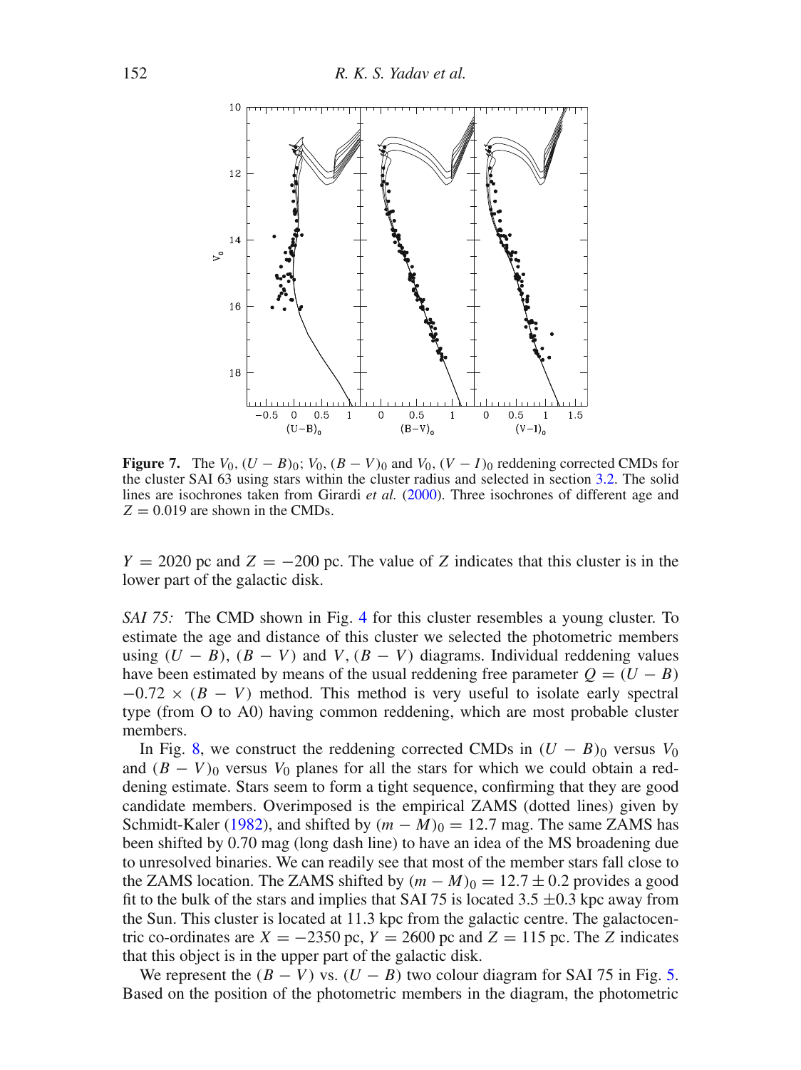**Figure 7.** The $V_0$, $(U-B)_0$; $V_0$, $(B-V)_0$ and $V_0$, $(V-I)_0$ reddening corrected CMDs for the cluster SAI 63 using stars within the cluster radius and selected in section 3.2. The solid lines are isochrones taken from Girardi *et al.* (2000). Three isochrones of different age and $Z = 0.019$ are shown in the CMDs.

$Y = 2020$ pc and $Z = -200$ pc. The value of $Z$ indicates that this cluster is in the lower part of the galactic disk.

*SAI 75:* The CMD shown in Fig. 4 for this cluster resembles a young cluster. To estimate the age and distance of this cluster we selected the photometric members using $(U-B)$, $(B-V)$ and $V, (B-V)$ diagrams. Individual reddening values have been estimated by means of the usual reddening free parameter $Q = (U-B) -0.72 \times (B-V)$ method. This method is very useful to isolate early spectral type (from O to A0) having common reddening, which are most probable cluster members.

In Fig. 8, we construct the reddening corrected CMDs in $(U-B)_0$ versus $V_0$ and $(B-V)_0$ versus $V_0$ planes for all the stars for which we could obtain a reddening estimate. Stars seem to form a tight sequence, confirming that they are good candidate members. Overimposed is the empirical ZAMS (dotted lines) given by Schmidt-Kaler (1982), and shifted by $(m-M)_0 = 12.7$ mag. The same ZAMS has been shifted by 0.70 mag (long dash line) to have an idea of the MS broadening due to unresolved binaries. We can readily see that most of the member stars fall close to the ZAMS location. The ZAMS shifted by $(m-M)_0 = 12.7 \pm 0.2$ provides a good fit to the bulk of the stars and implies that SAI 75 is located $3.5 \pm 0.3$ kpc away from the Sun. This cluster is located at 11.3 kpc from the galactic centre. The galactocentric co-ordinates are $X = -2350$ pc, $Y = 2600$ pc and $Z = 115$ pc. The $Z$ indicates that this object is in the upper part of the galactic disk.

We represent the $(B-V)$ vs. $(U-B)$ two colour diagram for SAI 75 in Fig. 5. Based on the position of the photometric members in the diagram, the photometric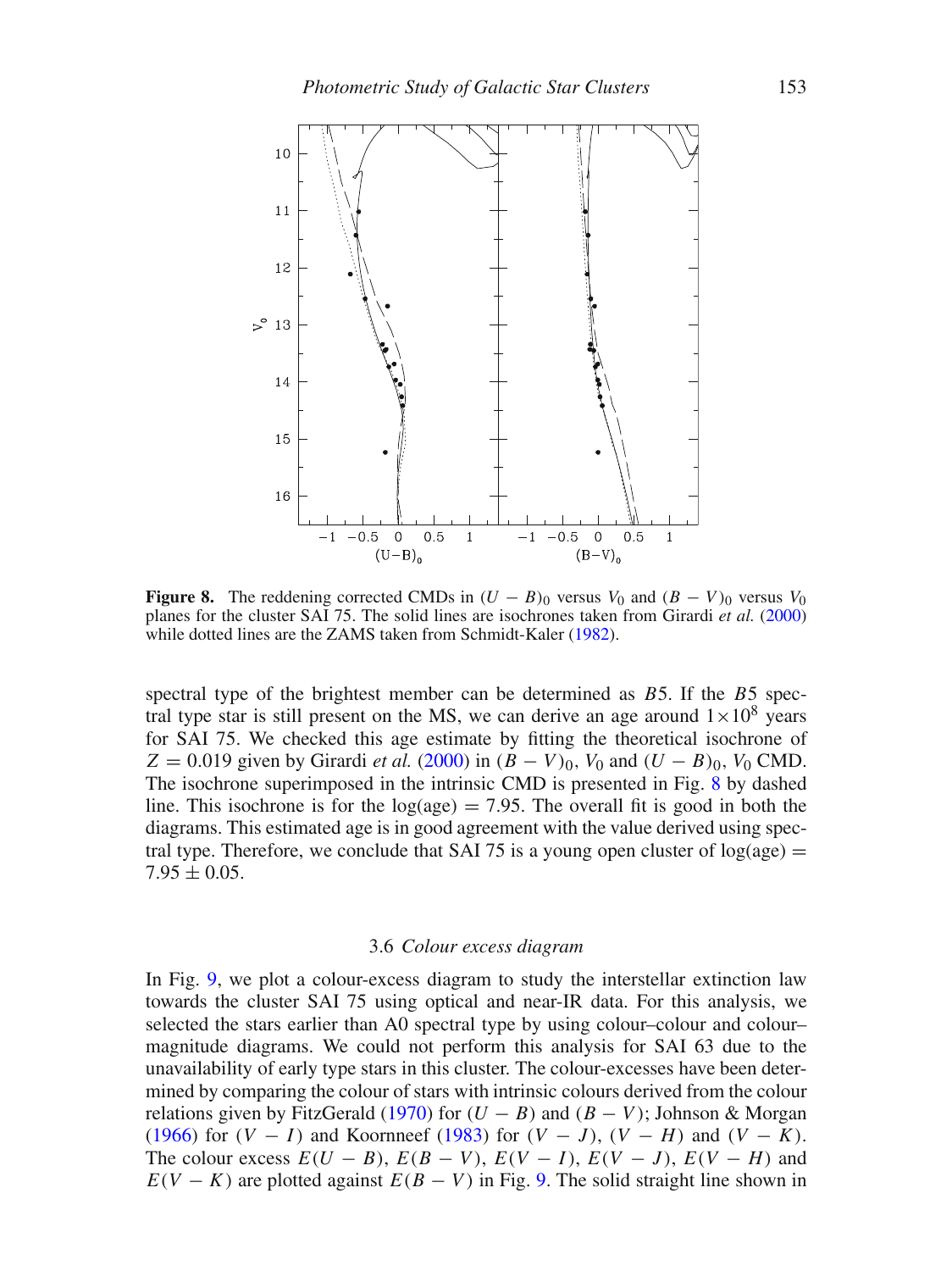**Figure 8.** The reddening corrected CMDs in $(U - B)_0$ versus $V_0$ and $(B - V)_0$ versus $V_0$ planes for the cluster SAI 75. The solid lines are isochrones taken from Girardi *et al.* (2000) while dotted lines are the ZAMS taken from Schmidt-Kaler (1982).

spectral type of the brightest member can be determined as $B5$. If the $B5$ spectral type star is still present on the MS, we can derive an age around $1 \times 10^8$ years for SAI 75. We checked this age estimate by fitting the theoretical isochrone of $Z = 0.019$ given by Girardi *et al.* (2000) in $(B - V)_0$, $V_0$ and $(U - B)_0$, $V_0$ CMD. The isochrone superimposed in the intrinsic CMD is presented in Fig. 8 by dashed line. This isochrone is for the log(age) $= 7.95$. The overall fit is good in both the diagrams. This estimated age is in good agreement with the value derived using spectral type. Therefore, we conclude that SAI 75 is a young open cluster of log(age) $= 7.95 \pm 0.05$.

### 3.6 *Colour excess diagram*

In Fig. 9, we plot a colour-excess diagram to study the interstellar extinction law towards the cluster SAI 75 using optical and near-IR data. For this analysis, we selected the stars earlier than A0 spectral type by using colour–colour and colour–magnitude diagrams. We could not perform this analysis for SAI 63 due to the unavailability of early type stars in this cluster. The colour-excesses have been determined by comparing the colour of stars with intrinsic colours derived from the colour relations given by FitzGerald (1970) for $(U - B)$ and $(B - V)$; Johnson & Morgan (1966) for $(V - I)$ and Koornneef (1983) for $(V - J)$, $(V - H)$ and $(V - K)$. The colour excess $E(U - B)$, $E(B - V)$, $E(V - I)$, $E(V - J)$, $E(V - H)$ and $E(V - K)$ are plotted against $E(B - V)$ in Fig. 9. The solid straight line shown in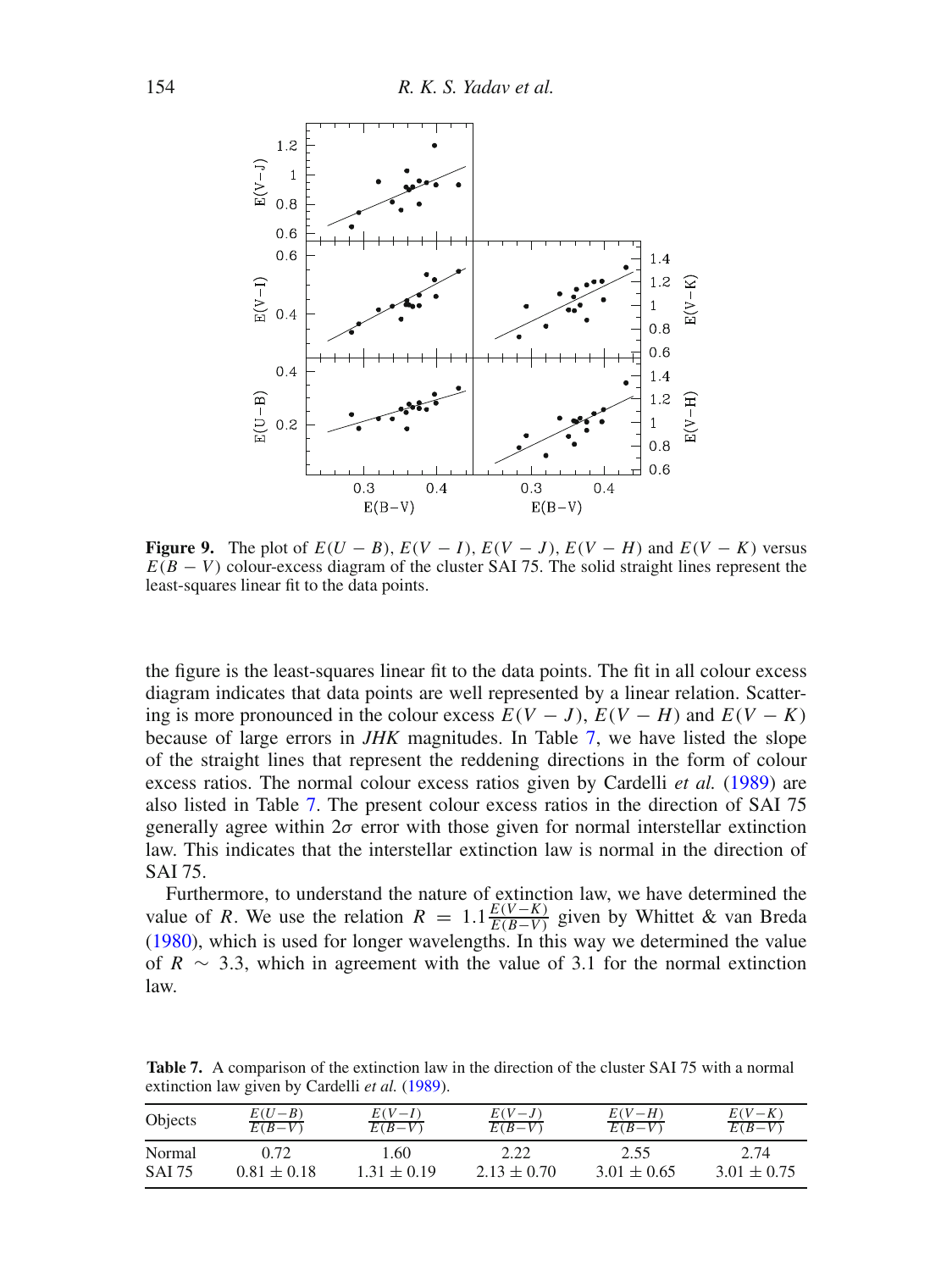**Figure 9.** The plot of $E(U-B)$, $E(V-I)$, $E(V-J)$, $E(V-H)$ and $E(V-K)$ versus $E(B-V)$ colour-excess diagram of the cluster SAI 75. The solid straight lines represent the least-squares linear fit to the data points.

the figure is the least-squares linear fit to the data points. The fit in all colour excess diagram indicates that data points are well represented by a linear relation. Scattering is more pronounced in the colour excess $E(V-J)$, $E(V-H)$ and $E(V-K)$ because of large errors in *JHK* magnitudes. In Table 7, we have listed the slope of the straight lines that represent the reddening directions in the form of colour excess ratios. The normal colour excess ratios given by Cardelli *et al.* (1989) are also listed in Table 7. The present colour excess ratios in the direction of SAI 75 generally agree within $2\sigma$ error with those given for normal interstellar extinction law. This indicates that the interstellar extinction law is normal in the direction of SAI 75.

Furthermore, to understand the nature of extinction law, we have determined the value of $R$. We use the relation $R = 1.1\frac{E(V-K)}{E(B-V)}$ given by Whittet & van Breda (1980), which is used for longer wavelengths. In this way we determined the value of $R \sim 3.3$, which in agreement with the value of 3.1 for the normal extinction law.

**Table 7.** A comparison of the extinction law in the direction of the cluster SAI 75 with a normal extinction law given by Cardelli *et al.* (1989).

| Objects | $\frac{E(U-B)}{E(B-V)}$ | $\frac{E(V-I)}{E(B-V)}$ | $\frac{E(V-J)}{E(B-V)}$ | $\frac{E(V-H)}{E(B-V)}$ | $\frac{E(V-K)}{E(B-V)}$ |
|---|---|---|---|---|---|
| Normal | 0.72 | 1.60 | 2.22 | 2.55 | 2.74 |
| SAI 75 | $0.81 \pm 0.18$ | $1.31 \pm 0.19$ | $2.13 \pm 0.70$ | $3.01 \pm 0.65$ | $3.01 \pm 0.75$ |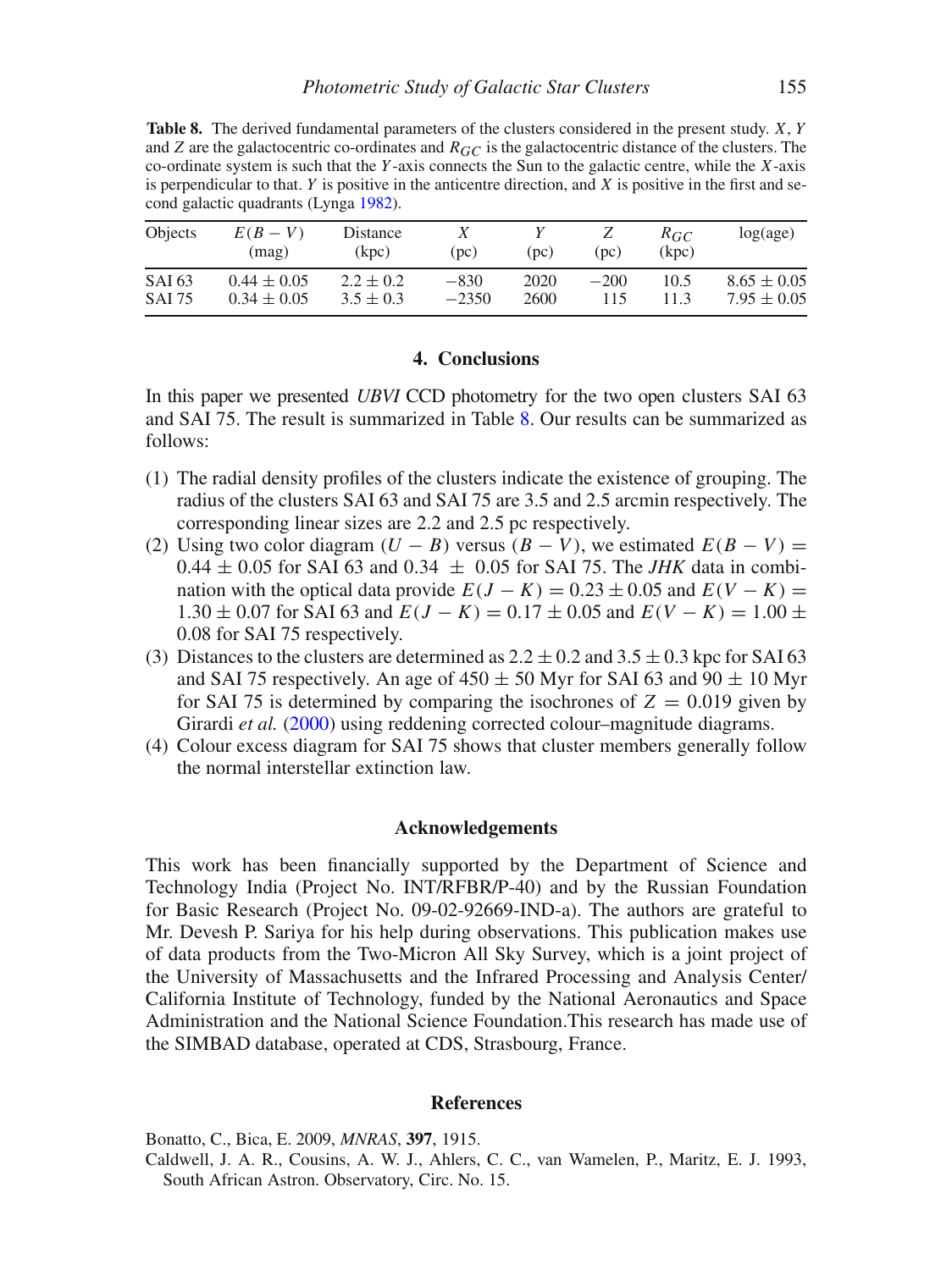**Table 8.** The derived fundamental parameters of the clusters considered in the present study. $X$, $Y$ and $Z$ are the galactocentric co-ordinates and $R_{GC}$ is the galactocentric distance of the clusters. The co-ordinate system is such that the $Y$-axis connects the Sun to the galactic centre, while the $X$-axis is perpendicular to that. $Y$ is positive in the anticentre direction, and $X$ is positive in the first and second galactic quadrants (Lynga 1982).

| Objects | $E(B-V)$ (mag) | Distance (kpc) | $X$ (pc) | $Y$ (pc) | $Z$ (pc) | $R_{GC}$ (kpc) | log(age) |
|---|---|---|---|---|---|---|---|
| SAI 63 | $0.44 \pm 0.05$ | $2.2 \pm 0.2$ | $-830$ | 2020 | $-200$ | 10.5 | $8.65 \pm 0.05$ |
| SAI 75 | $0.34 \pm 0.05$ | $3.5 \pm 0.3$ | $-2350$ | 2600 | 115 | 11.3 | $7.95 \pm 0.05$ |

## 4. Conclusions

In this paper we presented *UBVI* CCD photometry for the two open clusters SAI 63 and SAI 75. The result is summarized in Table 8. Our results can be summarized as follows:

(1) The radial density profiles of the clusters indicate the existence of grouping. The radius of the clusters SAI 63 and SAI 75 are 3.5 and 2.5 arcmin respectively. The corresponding linear sizes are 2.2 and 2.5 pc respectively.

(2) Using two color diagram $(U-B)$ versus $(B-V)$, we estimated $E(B-V) = 0.44 \pm 0.05$ for SAI 63 and $0.34 \pm 0.05$ for SAI 75. The *JHK* data in combination with the optical data provide $E(J-K) = 0.23 \pm 0.05$ and $E(V-K) = 1.30 \pm 0.07$ for SAI 63 and $E(J-K) = 0.17 \pm 0.05$ and $E(V-K) = 1.00 \pm 0.08$ for SAI 75 respectively.

(3) Distances to the clusters are determined as $2.2 \pm 0.2$ and $3.5 \pm 0.3$ kpc for SAI 63 and SAI 75 respectively. An age of $450 \pm 50$ Myr for SAI 63 and $90 \pm 10$ Myr for SAI 75 is determined by comparing the isochrones of $Z = 0.019$ given by Girardi *et al.* (2000) using reddening corrected colour–magnitude diagrams.

(4) Colour excess diagram for SAI 75 shows that cluster members generally follow the normal interstellar extinction law.

## Acknowledgements

This work has been financially supported by the Department of Science and Technology India (Project No. INT/RFBR/P-40) and by the Russian Foundation for Basic Research (Project No. 09-02-92669-IND-a). The authors are grateful to Mr. Devesh P. Sariya for his help during observations. This publication makes use of data products from the Two-Micron All Sky Survey, which is a joint project of the University of Massachusetts and the Infrared Processing and Analysis Center/California Institute of Technology, funded by the National Aeronautics and Space Administration and the National Science Foundation.This research has made use of the SIMBAD database, operated at CDS, Strasbourg, France.

## References

Bonatto, C., Bica, E. 2009, *MNRAS*, **397**, 1915.

Caldwell, J. A. R., Cousins, A. W. J., Ahlers, C. C., van Wamelen, P., Maritz, E. J. 1993, South African Astron. Observatory, Circ. No. 15.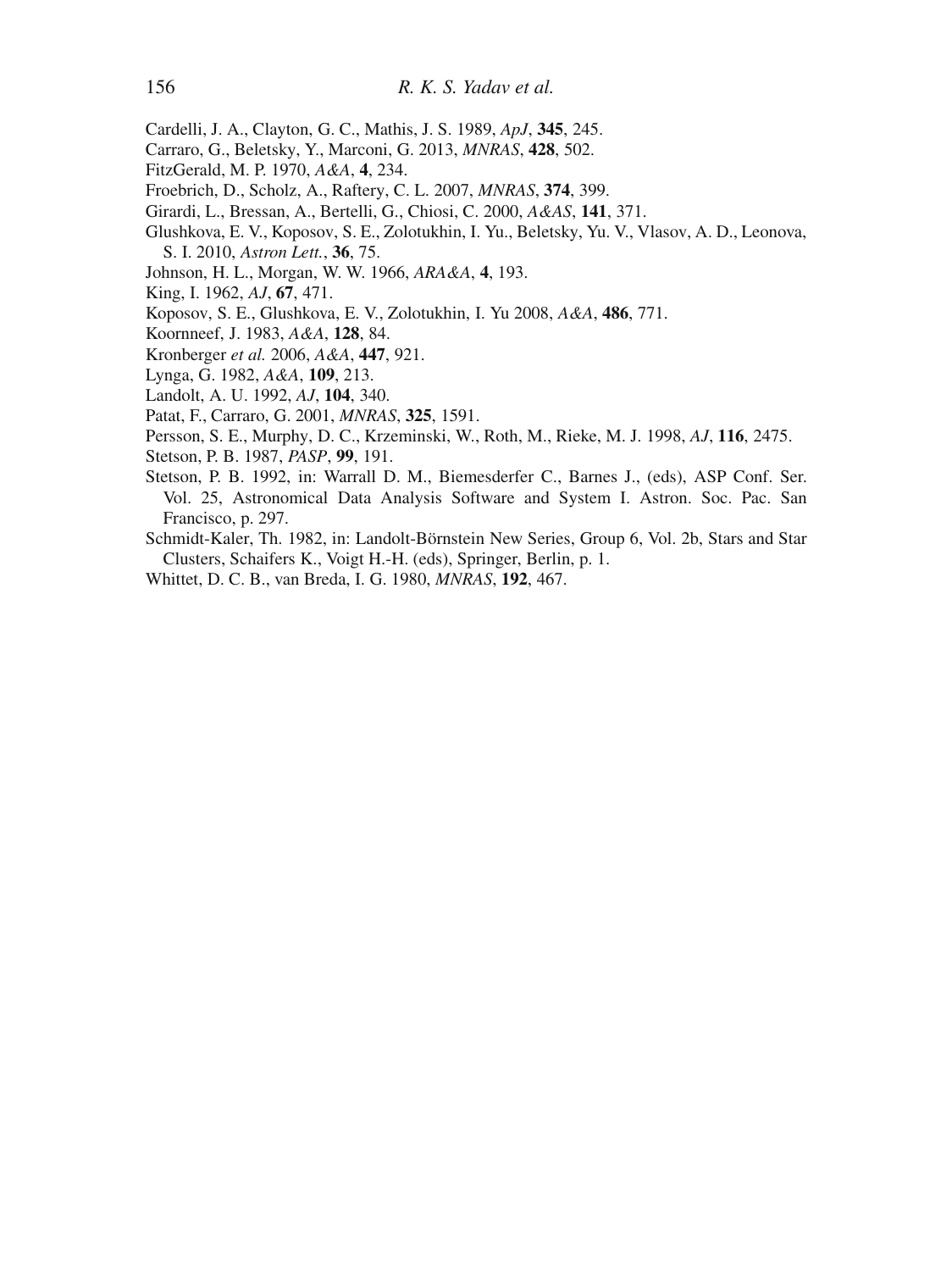Cardelli, J. A., Clayton, G. C., Mathis, J. S. 1989, *ApJ*, **345**, 245.

Carraro, G., Beletsky, Y., Marconi, G. 2013, *MNRAS*, **428**, 502.

FitzGerald, M. P. 1970, *A&A*, **4**, 234.

Froebrich, D., Scholz, A., Raftery, C. L. 2007, *MNRAS*, **374**, 399.

Girardi, L., Bressan, A., Bertelli, G., Chiosi, C. 2000, *A&AS*, **141**, 371.

Glushkova, E. V., Koposov, S. E., Zolotukhin, I. Yu., Beletsky, Yu. V., Vlasov, A. D., Leonova, S. I. 2010, *Astron Lett.*, **36**, 75.

Johnson, H. L., Morgan, W. W. 1966, *ARA&A*, **4**, 193.

King, I. 1962, *AJ*, **67**, 471.

Koposov, S. E., Glushkova, E. V., Zolotukhin, I. Yu 2008, *A&A*, **486**, 771.

Koornneef, J. 1983, *A&A*, **128**, 84.

Kronberger *et al.* 2006, *A&A*, **447**, 921.

Lynga, G. 1982, *A&A*, **109**, 213.

Landolt, A. U. 1992, *AJ*, **104**, 340.

Patat, F., Carraro, G. 2001, *MNRAS*, **325**, 1591.

Persson, S. E., Murphy, D. C., Krzeminski, W., Roth, M., Rieke, M. J. 1998, *AJ*, **116**, 2475.

Stetson, P. B. 1987, *PASP*, **99**, 191.

Stetson, P. B. 1992, in: Warrall D. M., Biemesderfer C., Barnes J., (eds), ASP Conf. Ser. Vol. 25, Astronomical Data Analysis Software and System I. Astron. Soc. Pac. San Francisco, p. 297.

Schmidt-Kaler, Th. 1982, in: Landolt-Börnstein New Series, Group 6, Vol. 2b, Stars and Star Clusters, Schaifers K., Voigt H.-H. (eds), Springer, Berlin, p. 1.

Whittet, D. C. B., van Breda, I. G. 1980, *MNRAS*, **192**, 467.